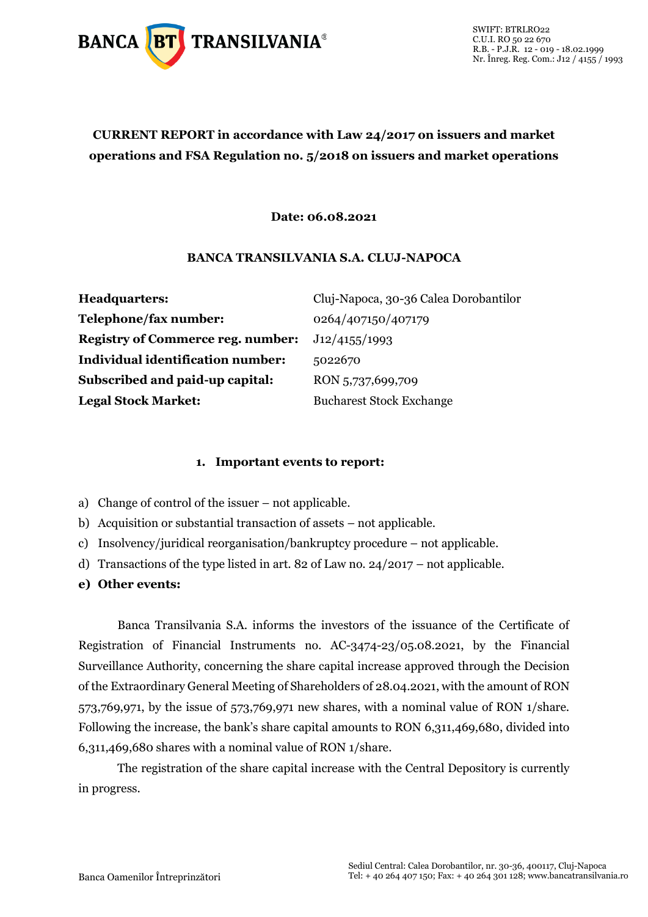BANCA TRANSILVANIA®

SWIFT: BTRLRO22
C.U.I. RO 50 22 670
R.B. - P.J.R. 12 - 019 - 18.02.1999
Nr. Înreg. Reg. Com.: J12 / 4155 / 1993

**CURRENT REPORT in accordance with Law 24/2017 on issuers and market operations and FSA Regulation no. 5/2018 on issuers and market operations**

**Date: 06.08.2021**

**BANCA TRANSILVANIA S.A. CLUJ-NAPOCA**

| | |
|---|---|
| **Headquarters:** | Cluj-Napoca, 30-36 Calea Dorobantilor |
| **Telephone/fax number:** | 0264/407150/407179 |
| **Registry of Commerce reg. number:** | J12/4155/1993 |
| **Individual identification number:** | 5022670 |
| **Subscribed and paid-up capital:** | RON 5,737,699,709 |
| **Legal Stock Market:** | Bucharest Stock Exchange |

1. **Important events to report:**

a) Change of control of the issuer – not applicable.
b) Acquisition or substantial transaction of assets – not applicable.
c) Insolvency/juridical reorganisation/bankruptcy procedure – not applicable.
d) Transactions of the type listed in art. 82 of Law no. 24/2017 – not applicable.
**e) Other events:**

Banca Transilvania S.A. informs the investors of the issuance of the Certificate of Registration of Financial Instruments no. AC-3474-23/05.08.2021, by the Financial Surveillance Authority, concerning the share capital increase approved through the Decision of the Extraordinary General Meeting of Shareholders of 28.04.2021, with the amount of RON 573,769,971, by the issue of 573,769,971 new shares, with a nominal value of RON 1/share. Following the increase, the bank's share capital amounts to RON 6,311,469,680, divided into 6,311,469,680 shares with a nominal value of RON 1/share.

The registration of the share capital increase with the Central Depository is currently in progress.

Banca Oamenilor Întreprinzători

Sediul Central: Calea Dorobantilor, nr. 30-36, 400117, Cluj-Napoca
Tel: + 40 264 407 150; Fax: + 40 264 301 128; www.bancatransilvania.ro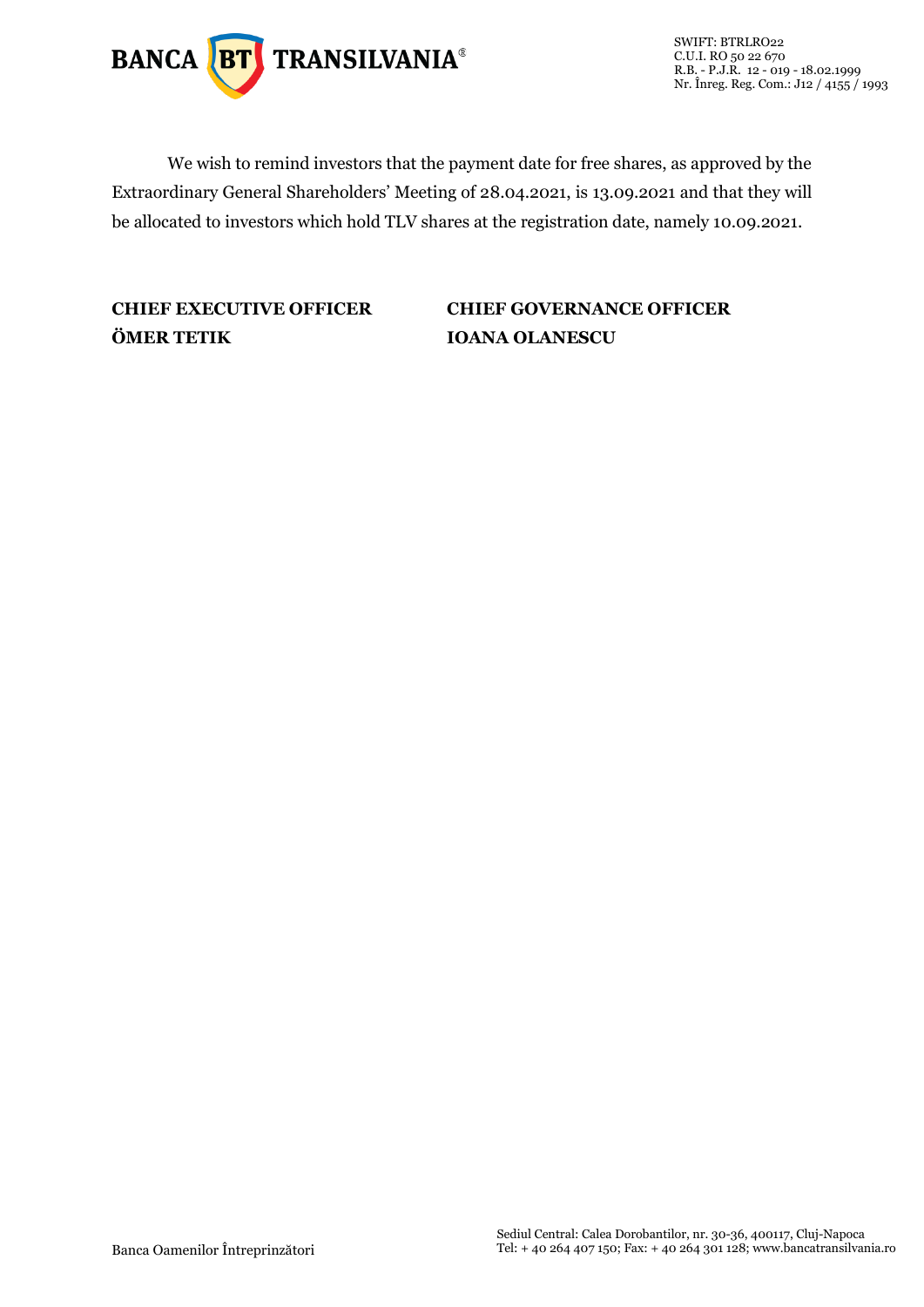We wish to remind investors that the payment date for free shares, as approved by the Extraordinary General Shareholders' Meeting of 28.04.2021, is 13.09.2021 and that they will be allocated to investors which hold TLV shares at the registration date, namely 10.09.2021.

**CHIEF EXECUTIVE OFFICER**
**ÖMER TETIK**

**CHIEF GOVERNANCE OFFICER**
**IOANA OLANESCU**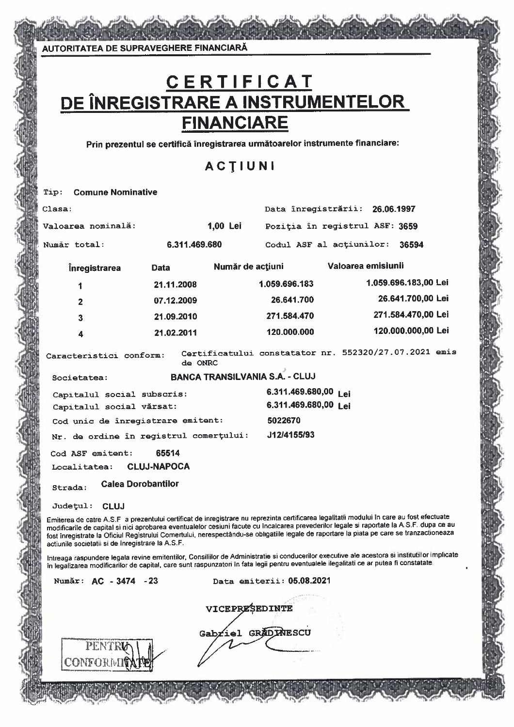AUTORITATEA DE SUPRAVEGHERE FINANCIARĂ

# CERTIFICAT DE ÎNREGISTRARE A INSTRUMENTELOR FINANCIARE

**Prin prezentul se certifică înregistrarea următoarelor instrumente financiare:**

## ACŢIUNI

Tip: **Comune Nominative**

Clasa:

Data înregistrării: **26.06.1997**

Valoarea nominală: **1,00 Lei**

Poziţia în registrul ASF: **3659**

Număr total: **6.311.469.680**

Codul ASF al acţiunilor: **36594**

| Înregistrarea | Data | Număr de acţiuni | Valoarea emisiunii |
|---|---|---|---|
| 1 | 21.11.2008 | 1.059.696.183 | 1.059.696.183,00 Lei |
| 2 | 07.12.2009 | 26.641.700 | 26.641.700,00 Lei |
| 3 | 21.09.2010 | 271.584.470 | 271.584.470,00 Lei |
| 4 | 21.02.2011 | 120.000.000 | 120.000.000,00 Lei |

Caracteristici conform: Certificatului constatator nr. 552320/27.07.2021 emis de ONRC

Societatea: **BANCA TRANSILVANIA S.A. - CLUJ**

Capitalul social subscris: **6.311.469.680,00 Lei**

Capitalul social vărsat: **6.311.469.680,00 Lei**

Cod unic de înregistrare emitent: **5022670**

Nr. de ordine în registrul comerţului: **J12/4155/93**

Cod ASF emitent: **65514**

Localitatea: **CLUJ-NAPOCA**

Strada: **Calea Dorobantilor**

Judeţul: **CLUJ**

Emiterea de catre A.S.F a prezentului certificat de inregistrare nu reprezinta certificarea legalitatii modului în care au fost efectuate modificarile de capital si nici aprobarea eventualelor cesiuni facute cu încalcarea prevederilor legale si raportate la A.S.F. dupa ce au fost înregistrate la Oficiul Registrului Comertului, nerespectându-se obligatiile legale de raportare la piata pe care se tranzactioneaza actiunile societatii si de înregistrare la A.S.F.

Intreaga raspundere legala revine emitentilor, Consiliilor de Administratie si conducerilor executive ale acestora si institutiilor implicate în legalizarea modificarilor de capital, care sunt raspunzatori în fata legii pentru eventualele ilegalitati ce ar putea fi constatate.

Număr: **AC - 3474 - 23**

Data emiterii: **05.08.2021**

VICEPREŞEDINTE

Gabriel GRĂDINESCU

PENTRU CONFORMITATE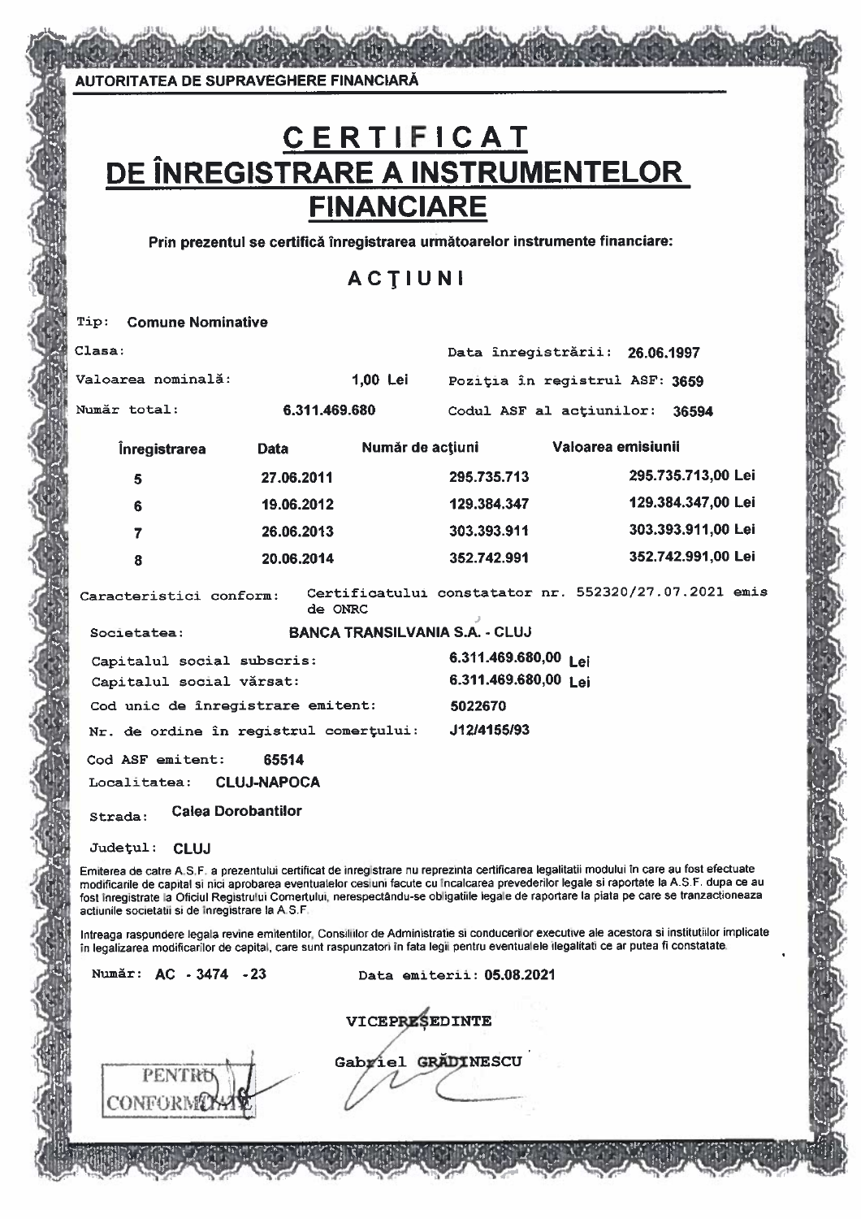AUTORITATEA DE SUPRAVEGHERE FINANCIARĂ

# CERTIFICAT DE ÎNREGISTRARE A INSTRUMENTELOR FINANCIARE

**Prin prezentul se certifică înregistrarea următoarelor instrumente financiare:**

## ACŢIUNI

Tip: **Comune Nominative**

Clasa:

Data înregistrării: **26.06.1997**

Valoarea nominală: **1,00 Lei**

Poziţia în registrul ASF: **3659**

Număr total: **6.311.469.680**

Codul ASF al acţiunilor: **36594**

| Înregistrarea | Data | Număr de acţiuni | Valoarea emisiunii |
|---|---|---|---|
| 5 | 27.06.2011 | 295.735.713 | 295.735.713,00 Lei |
| 6 | 19.06.2012 | 129.384.347 | 129.384.347,00 Lei |
| 7 | 26.06.2013 | 303.393.911 | 303.393.911,00 Lei |
| 8 | 20.06.2014 | 352.742.991 | 352.742.991,00 Lei |

Caracteristici conform: Certificatului constatator nr. 552320/27.07.2021 emis de ONRC

Societatea: **BANCA TRANSILVANIA S.A. - CLUJ**

Capitalul social subscris: **6.311.469.680,00 Lei**

Capitalul social vărsat: **6.311.469.680,00 Lei**

Cod unic de înregistrare emitent: **5022670**

Nr. de ordine în registrul comerţului: **J12/4155/93**

Cod ASF emitent: **65514**

Localitatea: **CLUJ-NAPOCA**

Strada: **Calea Dorobantilor**

Judeţul: **CLUJ**

Emiterea de catre A.S.F. a prezentului certificat de inregistrare nu reprezinta certificarea legalitatii modului în care au fost efectuate modificarile de capital si nici aprobarea eventualelor cesiuni facute cu încalcarea prevederilor legale si raportate la A.S.F. dupa ce au fost înregistrate la Oficiul Registrului Comertului, nerespectându-se obligatiile legale de raportare la piata pe care se tranzactioneaza actiunile societatii si de înregistrare la A.S.F.

Intreaga raspundere legala revine emitentilor, Consiliilor de Administratie si conducerilor executive ale acestora si institutiilor implicate în legalizarea modificarilor de capital, care sunt raspunzatori în fata legii pentru eventualele ilegalitati ce ar putea fi constatate.

Număr: **AC - 3474 - 23**

Data emiterii: **05.08.2021**

VICEPREŞEDINTE

Gabriel GRĂDINESCU

PENTRU CONFORMITATE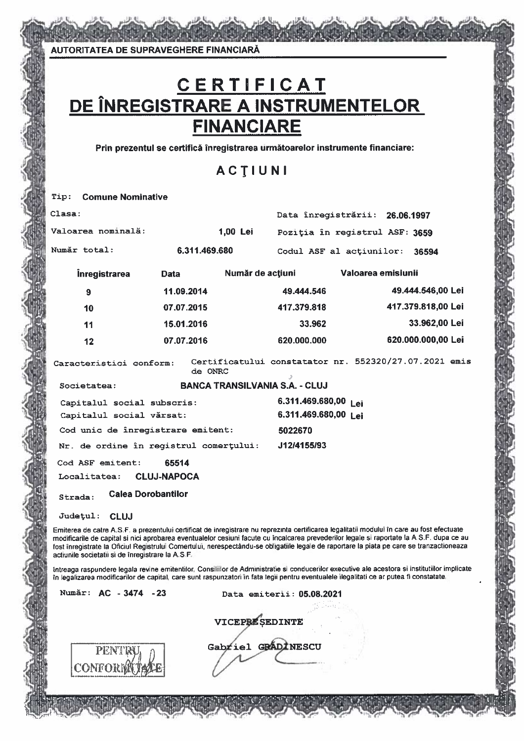AUTORITATEA DE SUPRAVEGHERE FINANCIARĂ

# CERTIFICAT DE ÎNREGISTRARE A INSTRUMENTELOR FINANCIARE

**Prin prezentul se certifică înregistrarea următoarelor instrumente financiare:**

## ACŢIUNI

Tip: **Comune Nominative**

Clasa:

Data înregistrării: **26.06.1997**

Valoarea nominală: **1,00 Lei**

Poziţia în registrul ASF: **3659**

Număr total: **6.311.469.680**

Codul ASF al acţiunilor: **36594**

| Înregistrarea | Data | Număr de acţiuni | Valoarea emisiunii |
|---|---|---|---|
| 9 | 11.09.2014 | 49.444.546 | 49.444.546,00 Lei |
| 10 | 07.07.2015 | 417.379.818 | 417.379.818,00 Lei |
| 11 | 15.01.2016 | 33.962 | 33.962,00 Lei |
| 12 | 07.07.2016 | 620.000.000 | 620.000.000,00 Lei |

Caracteristici conform: Certificatului constatator nr. 552320/27.07.2021 emis de ONRC

Societatea: **BANCA TRANSILVANIA S.A. - CLUJ**

Capitalul social subscris: **6.311.469.680,00 Lei**

Capitalul social vărsat: **6.311.469.680,00 Lei**

Cod unic de înregistrare emitent: **5022670**

Nr. de ordine în registrul comerţului: **J12/4155/93**

Cod ASF emitent: **65514**

Localitatea: **CLUJ-NAPOCA**

Strada: **Calea Dorobantilor**

Judeţul: **CLUJ**

Emiterea de catre A.S.F. a prezentului certificat de inregistrare nu reprezinta certificarea legalitatii modului în care au fost efectuate modificarile de capital si nici aprobarea eventualelor cesiuni facute cu încalcarea prevederilor legale si raportate la A.S.F. dupa ce au fost înregistrate la Oficiul Registrului Comertului, nerespectându-se obligatiile legale de raportare la piata pe care se tranzactioneaza actiunile societatii si de înregistrare la A.S.F.

Întreaga raspundere legala revine emitentilor, Consiliilor de Administratie si conducerilor executive ale acestora si institutiilor implicate în legalizarea modificarilor de capital, care sunt raspunzatori în fata legii pentru eventualele ilegalitati ce ar putea fi constatate.

Număr: **AC - 3474 - 23**

Data emiterii: **05.08.2021**

VICEPREŞEDINTE

Gabriel GRĂDINESCU

PENTRU CONFORMITATE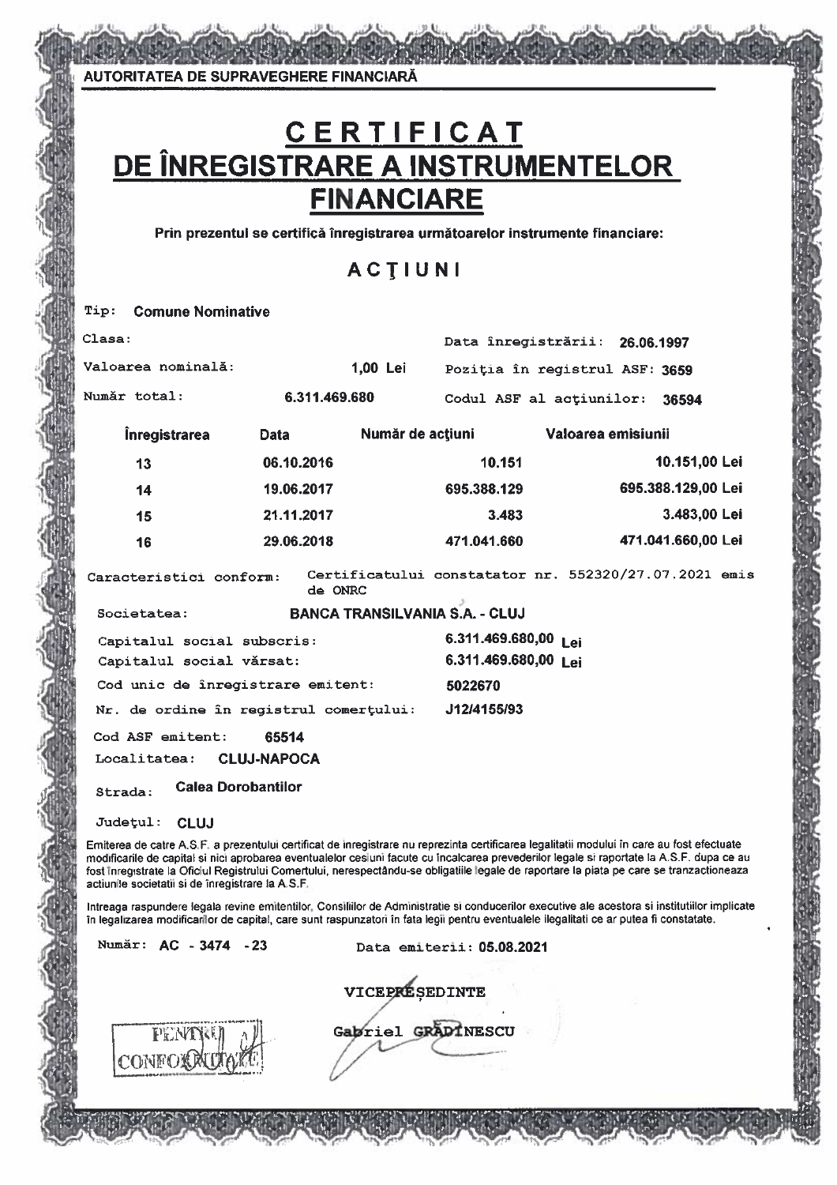AUTORITATEA DE SUPRAVEGHERE FINANCIARĂ

# CERTIFICAT DE ÎNREGISTRARE A INSTRUMENTELOR FINANCIARE

**Prin prezentul se certifică înregistrarea următoarelor instrumente financiare:**

## ACŢIUNI

Tip: **Comune Nominative**

Clasa:

Data înregistrării: **26.06.1997**

Valoarea nominală: **1,00 Lei**

Poziţia în registrul ASF: **3659**

Număr total: **6.311.469.680**

Codul ASF al acţiunilor: **36594**

| Înregistrarea | Data | Număr de acţiuni | Valoarea emisiunii |
|---|---|---|---|
| 13 | 06.10.2016 | 10.151 | 10.151,00 Lei |
| 14 | 19.06.2017 | 695.388.129 | 695.388.129,00 Lei |
| 15 | 21.11.2017 | 3.483 | 3.483,00 Lei |
| 16 | 29.06.2018 | 471.041.660 | 471.041.660,00 Lei |

Caracteristici conform: Certificatului constatator nr. 552320/27.07.2021 emis de ONRC

Societatea: **BANCA TRANSILVANIA S.A. - CLUJ**

Capitalul social subscris: **6.311.469.680,00 Lei**

Capitalul social vărsat: **6.311.469.680,00 Lei**

Cod unic de înregistrare emitent: **5022670**

Nr. de ordine în registrul comerţului: **J12/4155/93**

Cod ASF emitent: **65514**

Localitatea: **CLUJ-NAPOCA**

Strada: **Calea Dorobantilor**

Judeţul: **CLUJ**

Emiterea de catre A.S.F. a prezentului certificat de inregistrare nu reprezinta certificarea legalitatii modului in care au fost efectuate modificarile de capital si nici aprobarea eventualelor cesiuni facute cu incalcarea prevederilor legale si raportate la A.S.F. dupa ce au fost inregistrate la Oficiul Registrului Comertului, nerespectându-se obligatiile legale de raportare la piata pe care se tranzactioneaza actiunile societatii si de inregistrare la A.S.F.

Intreaga raspundere legala revine emitentilor, Consiliilor de Administratie si conducerilor executive ale acestora si institutiilor implicate în legalizarea modificarilor de capital, care sunt raspunzatori în fata legii pentru eventualele ilegalitati ce ar putea fi constatate.

Număr: **AC - 3474 - 23**

Data emiterii: **05.08.2021**

VICEPREŞEDINTE

Gabriel GRĂDINESCU

PENTRU CONFORMITATE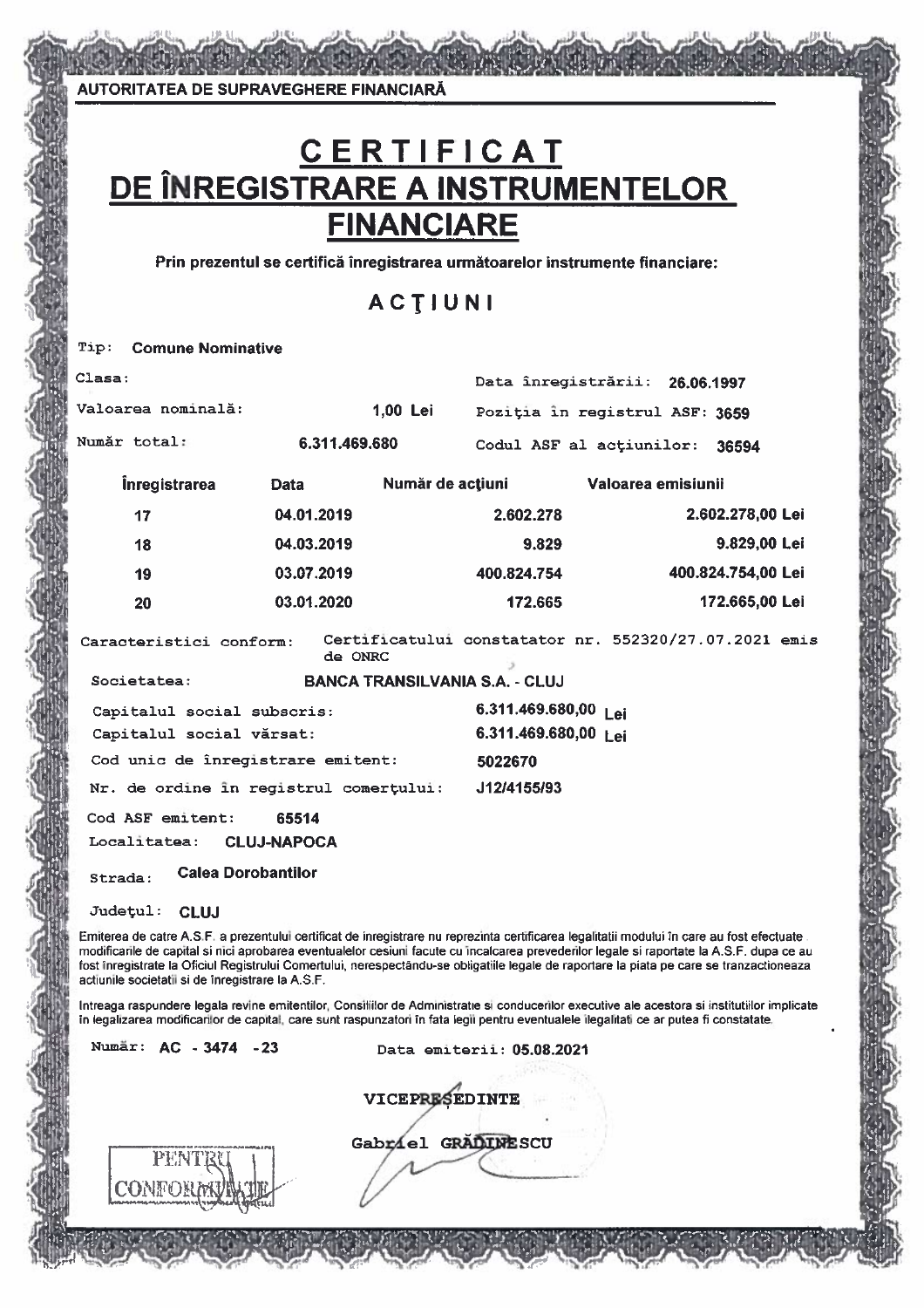AUTORITATEA DE SUPRAVEGHERE FINANCIARĂ

# CERTIFICAT DE ÎNREGISTRARE A INSTRUMENTELOR FINANCIARE

**Prin prezentul se certifică înregistrarea următoarelor instrumente financiare:**

## ACŢIUNI

Tip: **Comune Nominative**

Clasa:

Data înregistrării: **26.06.1997**

Valoarea nominală: **1,00 Lei**

Poziţia în registrul ASF: **3659**

Număr total: **6.311.469.680**

Codul ASF al acţiunilor: **36594**

| Înregistrarea | Data | Număr de acţiuni | Valoarea emisiunii |
|---|---|---|---|
| 17 | 04.01.2019 | 2.602.278 | 2.602.278,00 Lei |
| 18 | 04.03.2019 | 9.829 | 9.829,00 Lei |
| 19 | 03.07.2019 | 400.824.754 | 400.824.754,00 Lei |
| 20 | 03.01.2020 | 172.665 | 172.665,00 Lei |

Caracteristici conform: Certificatului constatator nr. 552320/27.07.2021 emis de ONRC

Societatea: **BANCA TRANSILVANIA S.A. - CLUJ**

Capitalul social subscris: **6.311.469.680,00** Lei

Capitalul social vărsat: **6.311.469.680,00** Lei

Cod unic de înregistrare emitent: **5022670**

Nr. de ordine în registrul comerţului: **J12/4155/93**

Cod ASF emitent: **65514**

Localitatea: **CLUJ-NAPOCA**

Strada: **Calea Dorobantilor**

Judeţul: **CLUJ**

Emiterea de catre A.S.F. a prezentului certificat de inregistrare nu reprezinta certificarea legalitatii modului în care au fost efectuate modificarile de capital si nici aprobarea eventualelor cesiuni facute cu încalcarea prevederilor legale si raportate la A.S.F. dupa ce au fost înregistrate la Oficiul Registrului Comertului, nerespectându-se obligatiile legale de raportare la piata pe care se tranzactioneaza actiunile societatii si de înregistrare la A.S.F.

Intreaga raspundere legala revine emitentilor, Consiliilor de Administratie si conducerilor executive ale acestora si institutiilor implicate în legalizarea modificarilor de capital, care sunt raspunzatori în fata legii pentru eventualele ilegalitati ce ar putea fi constatate.

Număr: **AC - 3474 - 23**

Data emiterii: **05.08.2021**

**VICEPREŞEDINTE**

Gabriel GRĂDINESCU

PENTRU CONFORMITATE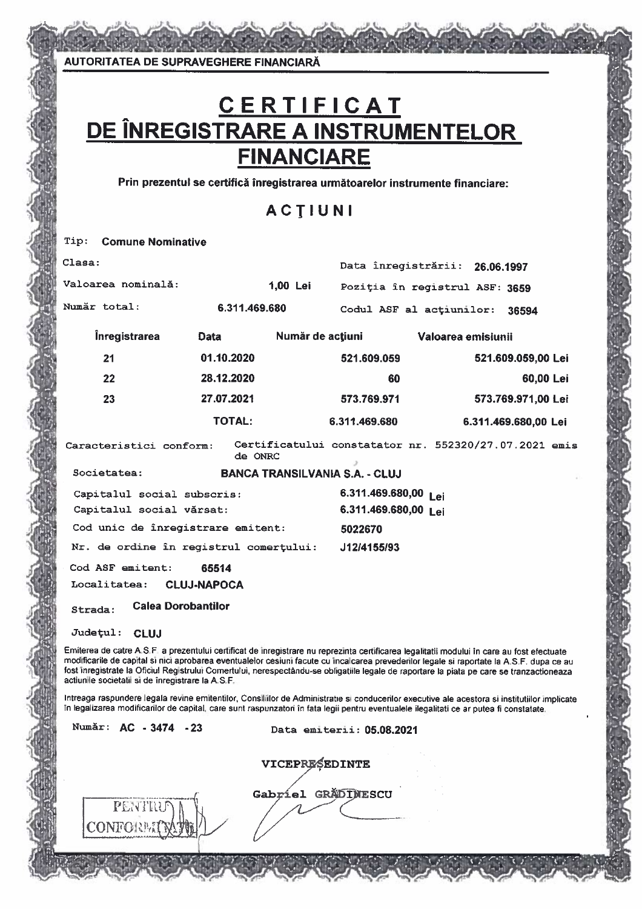AUTORITATEA DE SUPRAVEGHERE FINANCIARĂ

# CERTIFICAT DE ÎNREGISTRARE A INSTRUMENTELOR FINANCIARE

**Prin prezentul se certifică înregistrarea următoarelor instrumente financiare:**

## ACŢIUNI

Tip: **Comune Nominative**

Clasa:

Data înregistrării: **26.06.1997**

Valoarea nominală: **1,00 Lei**

Poziţia în registrul ASF: **3659**

Număr total: **6.311.469.680**

Codul ASF al acţiunilor: **36594**

| Înregistrarea | Data | Număr de acţiuni | Valoarea emisiunii |
|---|---|---|---|
| 21 | 01.10.2020 | 521.609.059 | 521.609.059,00 Lei |
| 22 | 28.12.2020 | 60 | 60,00 Lei |
| 23 | 27.07.2021 | 573.769.971 | 573.769.971,00 Lei |
| | TOTAL: | 6.311.469.680 | 6.311.469.680,00 Lei |

Caracteristici conform: Certificatului constatator nr. 552320/27.07.2021 emis de ONRC

Societatea: **BANCA TRANSILVANIA S.A. - CLUJ**

Capitalul social subscris: **6.311.469.680,00 Lei**

Capitalul social vărsat: **6.311.469.680,00 Lei**

Cod unic de înregistrare emitent: **5022670**

Nr. de ordine în registrul comerţului: **J12/4155/93**

Cod ASF emitent: **65514**

Localitatea: **CLUJ-NAPOCA**

Strada: **Calea Dorobantilor**

Judeţul: **CLUJ**

Emiterea de catre A.S.F. a prezentului certificat de inregistrare nu reprezinta certificarea legalitatii modului in care au fost efectuate modificarile de capital si nici aprobarea eventualelor cesiuni facute cu incalcarea prevederilor legale si raportate la A.S.F. dupa ce au fost inregistrate la Oficiul Registrului Comertului, nerespectându-se obligatiile legale de raportare la piata pe care se tranzactioneaza actiunile societatii si de inregistrare la A.S.F.

Intreaga raspundere legala revine emitentilor, Consiliilor de Administratie si conducerilor executive ale acestora si institutiilor implicate in legalizarea modificarilor de capital, care sunt raspunzatori in fata legii pentru eventualele ilegalitati ce ar putea fi constatate.

Număr: **AC - 3474 - 23**

Data emiterii: **05.08.2021**

VICEPREŞEDINTE

Gabriel GRĂDINESCU

PENTRU CONFORMITATE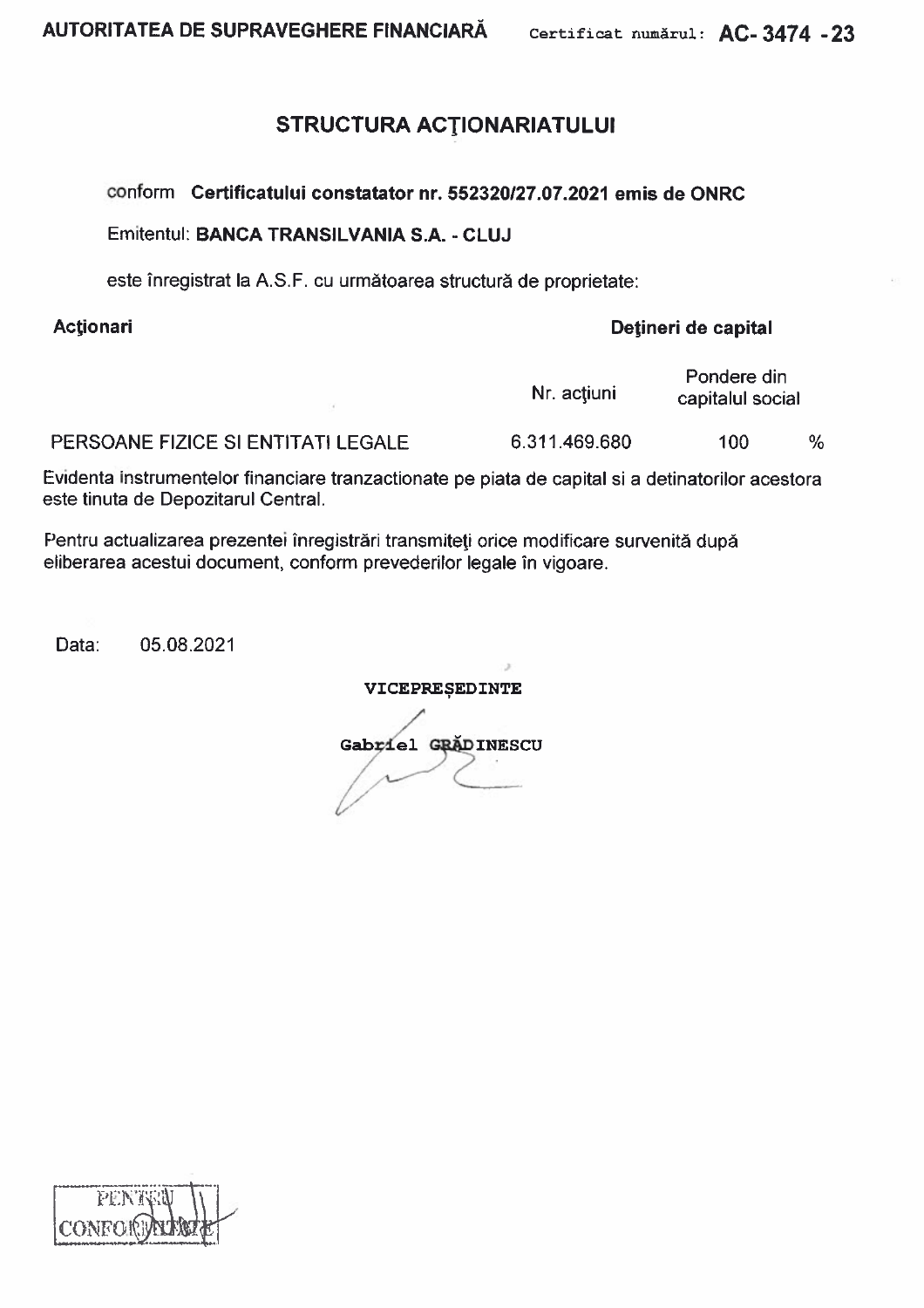**AUTORITATEA DE SUPRAVEGHERE FINANCIARĂ** Certificat numărul: **AC- 3474 -23**

## STRUCTURA ACȚIONARIATULUI

conform **Certificatului constatator nr. 552320/27.07.2021 emis de ONRC**

Emitentul: **BANCA TRANSILVANIA S.A. - CLUJ**

este înregistrat la A.S.F. cu următoarea structură de proprietate:

| **Acționari** | **Deţineri de capital** | |
|---|---|---|
| | Nr. acțiuni | Pondere din capitalul social |
| PERSOANE FIZICE SI ENTITATI LEGALE | 6.311.469.680 | 100 % |

Evidenta instrumentelor financiare tranzactionate pe piata de capital si a detinatorilor acestora este tinuta de Depozitarul Central.

Pentru actualizarea prezentei înregistrări transmiteţi orice modificare survenită după eliberarea acestui document, conform prevederilor legale în vigoare.

Data: 05.08.2021

**VICEPREȘEDINTE**

Gabriel GRĂDINESCU

PENTRU CONFORMITATE